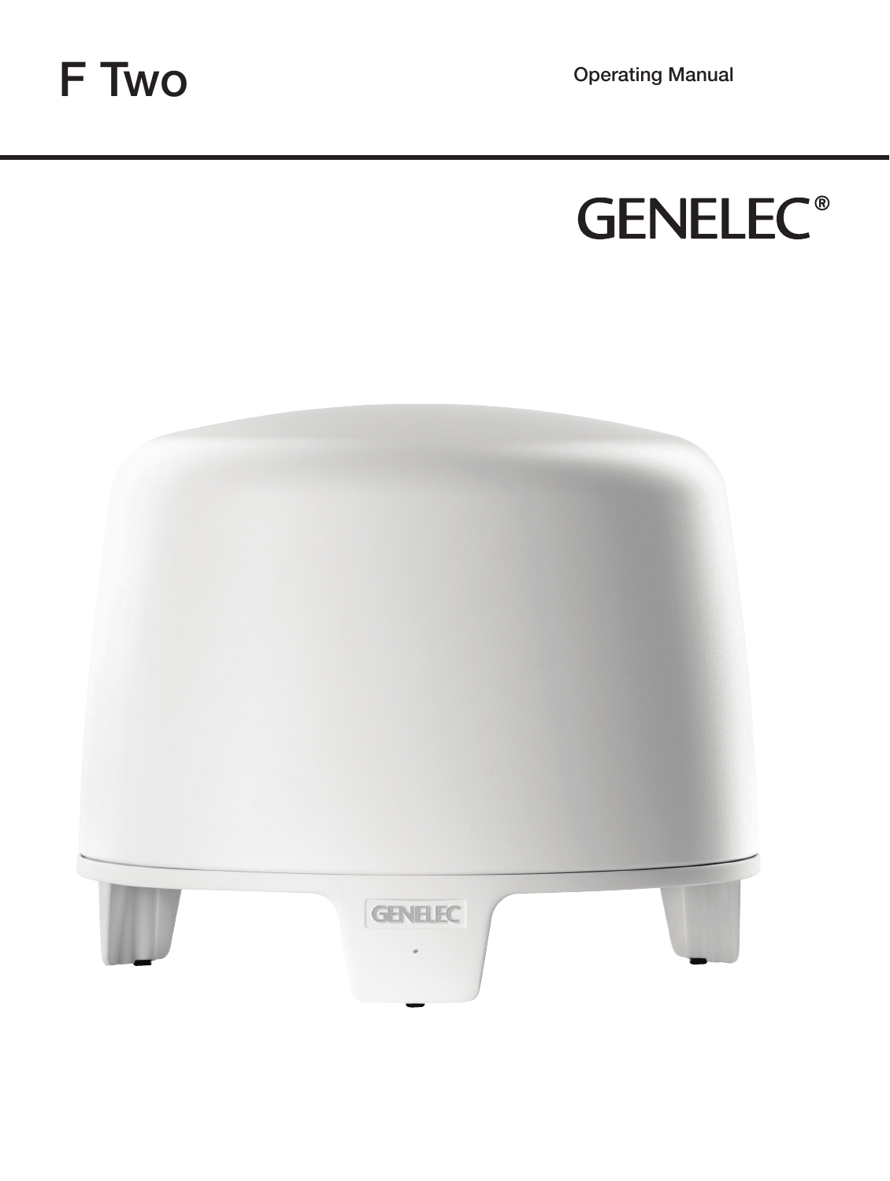# F Two

Operating Manual

GENELEC®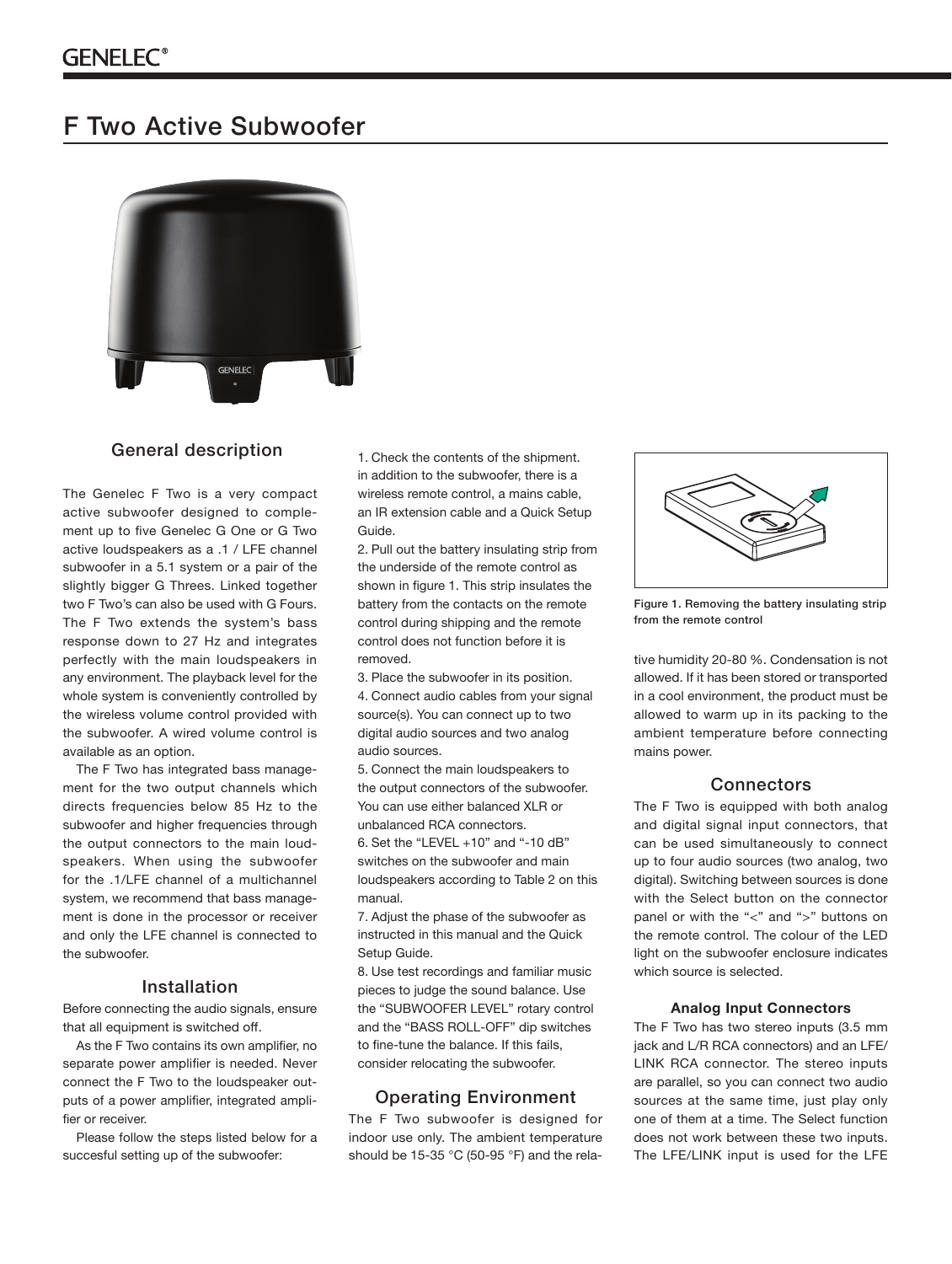# F Two Active Subwoofer

## General description

The Genelec F Two is a very compact active subwoofer designed to complement up to five Genelec G One or G Two active loudspeakers as a .1 / LFE channel subwoofer in a 5.1 system or a pair of the slightly bigger G Threes. Linked together two F Two's can also be used with G Fours. The F Two extends the system's bass response down to 27 Hz and integrates perfectly with the main loudspeakers in any environment. The playback level for the whole system is conveniently controlled by the wireless volume control provided with the subwoofer. A wired volume control is available as an option.

The F Two has integrated bass management for the two output channels which directs frequencies below 85 Hz to the subwoofer and higher frequencies through the output connectors to the main loudspeakers. When using the subwoofer for the .1/LFE channel of a multichannel system, we recommend that bass management is done in the processor or receiver and only the LFE channel is connected to the subwoofer.

## Installation

Before connecting the audio signals, ensure that all equipment is switched off.

As the F Two contains its own amplifier, no separate power amplifier is needed. Never connect the F Two to the loudspeaker outputs of a power amplifier, integrated amplifier or receiver.

Please follow the steps listed below for a succesful setting up of the subwoofer:

1. Check the contents of the shipment. in addition to the subwoofer, there is a wireless remote control, a mains cable, an IR extension cable and a Quick Setup Guide.
2. Pull out the battery insulating strip from the underside of the remote control as shown in figure 1. This strip insulates the battery from the contacts on the remote control during shipping and the remote control does not function before it is removed.
3. Place the subwoofer in its position.
4. Connect audio cables from your signal source(s). You can connect up to two digital audio sources and two analog audio sources.
5. Connect the main loudspeakers to the output connectors of the subwoofer. You can use either balanced XLR or unbalanced RCA connectors.
6. Set the "LEVEL +10" and "-10 dB" switches on the subwoofer and main loudspeakers according to Table 2 on this manual.
7. Adjust the phase of the subwoofer as instructed in this manual and the Quick Setup Guide.
8. Use test recordings and familiar music pieces to judge the sound balance. Use the "SUBWOOFER LEVEL" rotary control and the "BASS ROLL-OFF" dip switches to fine-tune the balance. If this fails, consider relocating the subwoofer.

## Operating Environment

The F Two subwoofer is designed for indoor use only. The ambient temperature should be 15-35 °C (50-95 °F) and the relative humidity 20-80 %. Condensation is not allowed. If it has been stored or transported in a cool environment, the product must be allowed to warm up in its packing to the ambient temperature before connecting mains power.

Figure 1. Removing the battery insulating strip from the remote control

## Connectors

The F Two is equipped with both analog and digital signal input connectors, that can be used simultaneously to connect up to four audio sources (two analog, two digital). Switching between sources is done with the Select button on the connector panel or with the "<" and ">" buttons on the remote control. The colour of the LED light on the subwoofer enclosure indicates which source is selected.

### Analog Input Connectors

The F Two has two stereo inputs (3.5 mm jack and L/R RCA connectors) and an LFE/LINK RCA connector. The stereo inputs are parallel, so you can connect two audio sources at the same time, just play only one of them at a time. The Select function does not work between these two inputs. The LFE/LINK input is used for the LFE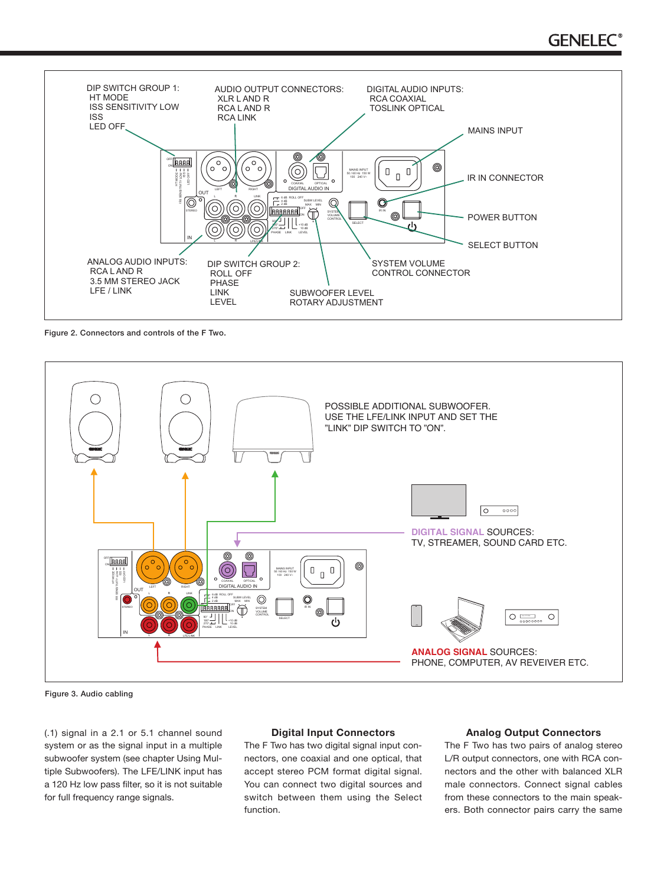Figure 2. Connectors and controls of the F Two.

Figure 3. Audio cabling

(.1) signal in a 2.1 or 5.1 channel sound system or as the signal input in a multiple subwoofer system (see chapter Using Multiple Subwoofers). The LFE/LINK input has a 120 Hz low pass filter, so it is not suitable for full frequency range signals.

### Digital Input Connectors

The F Two has two digital signal input connectors, one coaxial and one optical, that accept stereo PCM format digital signal. You can connect two digital sources and switch between them using the Select function.

### Analog Output Connectors

The F Two has two pairs of analog stereo L/R output connectors, one with RCA connectors and the other with balanced XLR male connectors. Connect signal cables from these connectors to the main speakers. Both connector pairs carry the same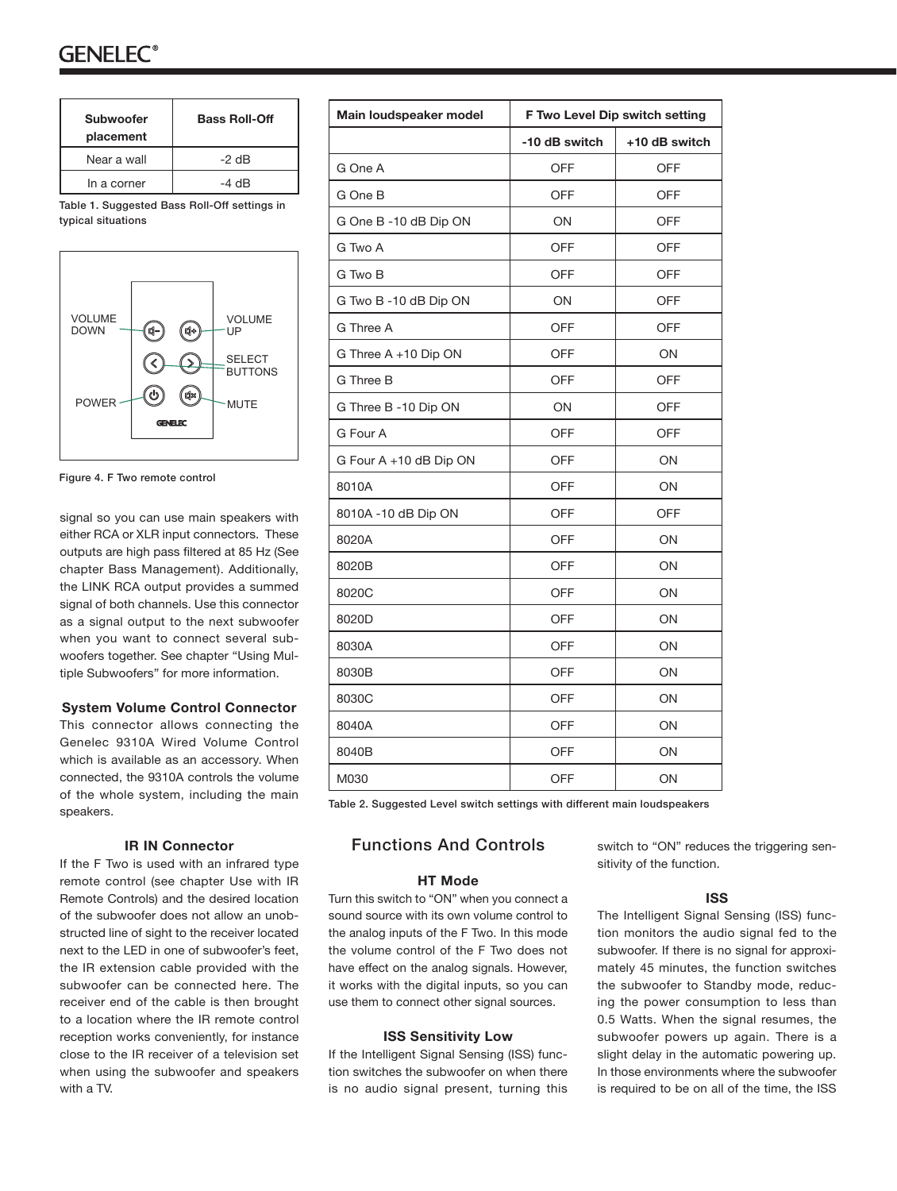| Subwoofer placement | Bass Roll-Off |
|---|---|
| Near a wall | -2 dB |
| In a corner | -4 dB |

Table 1. Suggested Bass Roll-Off settings in typical situations

VOLUME DOWN, VOLUME UP, SELECT BUTTONS, POWER, MUTE

Figure 4. F Two remote control

signal so you can use main speakers with either RCA or XLR input connectors. These outputs are high pass filtered at 85 Hz (See chapter Bass Management). Additionally, the LINK RCA output provides a summed signal of both channels. Use this connector as a signal output to the next subwoofer when you want to connect several subwoofers together. See chapter "Using Multiple Subwoofers" for more information.

### System Volume Control Connector

This connector allows connecting the Genelec 9310A Wired Volume Control which is available as an accessory. When connected, the 9310A controls the volume of the whole system, including the main speakers.

### IR IN Connector

If the F Two is used with an infrared type remote control (see chapter Use with IR Remote Controls) and the desired location of the subwoofer does not allow an unobstructed line of sight to the receiver located next to the LED in one of subwoofer's feet, the IR extension cable provided with the subwoofer can be connected here. The receiver end of the cable is then brought to a location where the IR remote control reception works conveniently, for instance close to the IR receiver of a television set when using the subwoofer and speakers with a TV.

| Main loudspeaker model | F Two Level Dip switch setting | |
|---|---|---|
| | -10 dB switch | +10 dB switch |
| G One A | OFF | OFF |
| G One B | OFF | OFF |
| G One B -10 dB Dip ON | ON | OFF |
| G Two A | OFF | OFF |
| G Two B | OFF | OFF |
| G Two B -10 dB Dip ON | ON | OFF |
| G Three A | OFF | OFF |
| G Three A +10 Dip ON | OFF | ON |
| G Three B | OFF | OFF |
| G Three B -10 Dip ON | ON | OFF |
| G Four A | OFF | OFF |
| G Four A +10 dB Dip ON | OFF | ON |
| 8010A | OFF | ON |
| 8010A -10 dB Dip ON | OFF | OFF |
| 8020A | OFF | ON |
| 8020B | OFF | ON |
| 8020C | OFF | ON |
| 8020D | OFF | ON |
| 8030A | OFF | ON |
| 8030B | OFF | ON |
| 8030C | OFF | ON |
| 8040A | OFF | ON |
| 8040B | OFF | ON |
| M030 | OFF | ON |

Table 2. Suggested Level switch settings with different main loudspeakers

## Functions And Controls

### HT Mode

Turn this switch to "ON" when you connect a sound source with its own volume control to the analog inputs of the F Two. In this mode the volume control of the F Two does not have effect on the analog signals. However, it works with the digital inputs, so you can use them to connect other signal sources.

### ISS Sensitivity Low

If the Intelligent Signal Sensing (ISS) function switches the subwoofer on when there is no audio signal present, turning this switch to "ON" reduces the triggering sensitivity of the function.

### ISS

The Intelligent Signal Sensing (ISS) function monitors the audio signal fed to the subwoofer. If there is no signal for approximately 45 minutes, the function switches the subwoofer to Standby mode, reducing the power consumption to less than 0.5 Watts. When the signal resumes, the subwoofer powers up again. There is a slight delay in the automatic powering up. In those environments where the subwoofer is required to be on all of the time, the ISS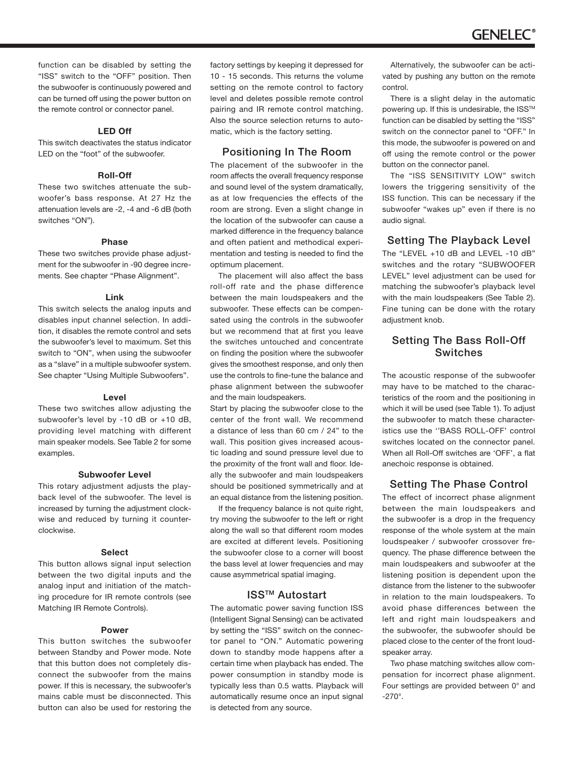function can be disabled by setting the “ISS” switch to the “OFF” position. Then the subwoofer is continuously powered and can be turned off using the power button on the remote control or connector panel.

#### LED Off

This switch deactivates the status indicator LED on the “foot” of the subwoofer.

#### Roll-Off

These two switches attenuate the subwoofer’s bass response. At 27 Hz the attenuation levels are -2, -4 and -6 dB (both switches “ON”).

#### Phase

These two switches provide phase adjustment for the subwoofer in -90 degree increments. See chapter “Phase Alignment”.

#### Link

This switch selects the analog inputs and disables input channel selection. In addition, it disables the remote control and sets the subwoofer’s level to maximum. Set this switch to “ON”, when using the subwoofer as a “slave” in a multiple subwoofer system. See chapter “Using Multiple Subwoofers”.

#### Level

These two switches allow adjusting the subwoofer’s level by -10 dB or +10 dB, providing level matching with different main speaker models. See Table 2 for some examples.

#### Subwoofer Level

This rotary adjustment adjusts the playback level of the subwoofer. The level is increased by turning the adjustment clockwise and reduced by turning it counterclockwise.

#### Select

This button allows signal input selection between the two digital inputs and the analog input and initiation of the matching procedure for IR remote controls (see Matching IR Remote Controls).

#### Power

This button switches the subwoofer between Standby and Power mode. Note that this button does not completely disconnect the subwoofer from the mains power. If this is necessary, the subwoofer’s mains cable must be disconnected. This button can also be used for restoring the factory settings by keeping it depressed for 10 - 15 seconds. This returns the volume setting on the remote control to factory level and deletes possible remote control pairing and IR remote control matching. Also the source selection returns to automatic, which is the factory setting.

## Positioning In The Room

The placement of the subwoofer in the room affects the overall frequency response and sound level of the system dramatically, as at low frequencies the effects of the room are strong. Even a slight change in the location of the subwoofer can cause a marked difference in the frequency balance and often patient and methodical experimentation and testing is needed to find the optimum placement.

The placement will also affect the bass roll-off rate and the phase difference between the main loudspeakers and the subwoofer. These effects can be compensated using the controls in the subwoofer but we recommend that at first you leave the switches untouched and concentrate on finding the position where the subwoofer gives the smoothest response, and only then use the controls to fine-tune the balance and phase alignment between the subwoofer and the main loudspeakers.

Start by placing the subwoofer close to the center of the front wall. We recommend a distance of less than 60 cm / 24” to the wall. This position gives increased acoustic loading and sound pressure level due to the proximity of the front wall and floor. Ideally the subwoofer and main loudspeakers should be positioned symmetrically and at an equal distance from the listening position.

If the frequency balance is not quite right, try moving the subwoofer to the left or right along the wall so that different room modes are excited at different levels. Positioning the subwoofer close to a corner will boost the bass level at lower frequencies and may cause asymmetrical spatial imaging.

## ISS™ Autostart

The automatic power saving function ISS (Intelligent Signal Sensing) can be activated by setting the “ISS” switch on the connector panel to “ON.” Automatic powering down to standby mode happens after a certain time when playback has ended. The power consumption in standby mode is typically less than 0.5 watts. Playback will automatically resume once an input signal is detected from any source.

Alternatively, the subwoofer can be activated by pushing any button on the remote control.

There is a slight delay in the automatic powering up. If this is undesirable, the ISS™ function can be disabled by setting the “ISS” switch on the connector panel to “OFF.” In this mode, the subwoofer is powered on and off using the remote control or the power button on the connector panel.

The “ISS SENSITIVITY LOW” switch lowers the triggering sensitivity of the ISS function. This can be necessary if the subwoofer “wakes up” even if there is no audio signal.

## Setting The Playback Level

The “LEVEL +10 dB and LEVEL -10 dB” switches and the rotary “SUBWOOFER LEVEL” level adjustment can be used for matching the subwoofer’s playback level with the main loudspeakers (See Table 2). Fine tuning can be done with the rotary adjustment knob.

## Setting The Bass Roll-Off Switches

The acoustic response of the subwoofer may have to be matched to the characteristics of the room and the positioning in which it will be used (see Table 1). To adjust the subwoofer to match these characteristics use the ‘’BASS ROLL-OFF’ control switches located on the connector panel. When all Roll-Off switches are ‘OFF’, a flat anechoic response is obtained.

## Setting The Phase Control

The effect of incorrect phase alignment between the main loudspeakers and the subwoofer is a drop in the frequency response of the whole system at the main loudspeaker / subwoofer crossover frequency. The phase difference between the main loudspeakers and subwoofer at the listening position is dependent upon the distance from the listener to the subwoofer in relation to the main loudspeakers. To avoid phase differences between the left and right main loudspeakers and the subwoofer, the subwoofer should be placed close to the center of the front loudspeaker array.

Two phase matching switches allow compensation for incorrect phase alignment. Four settings are provided between 0° and -270°.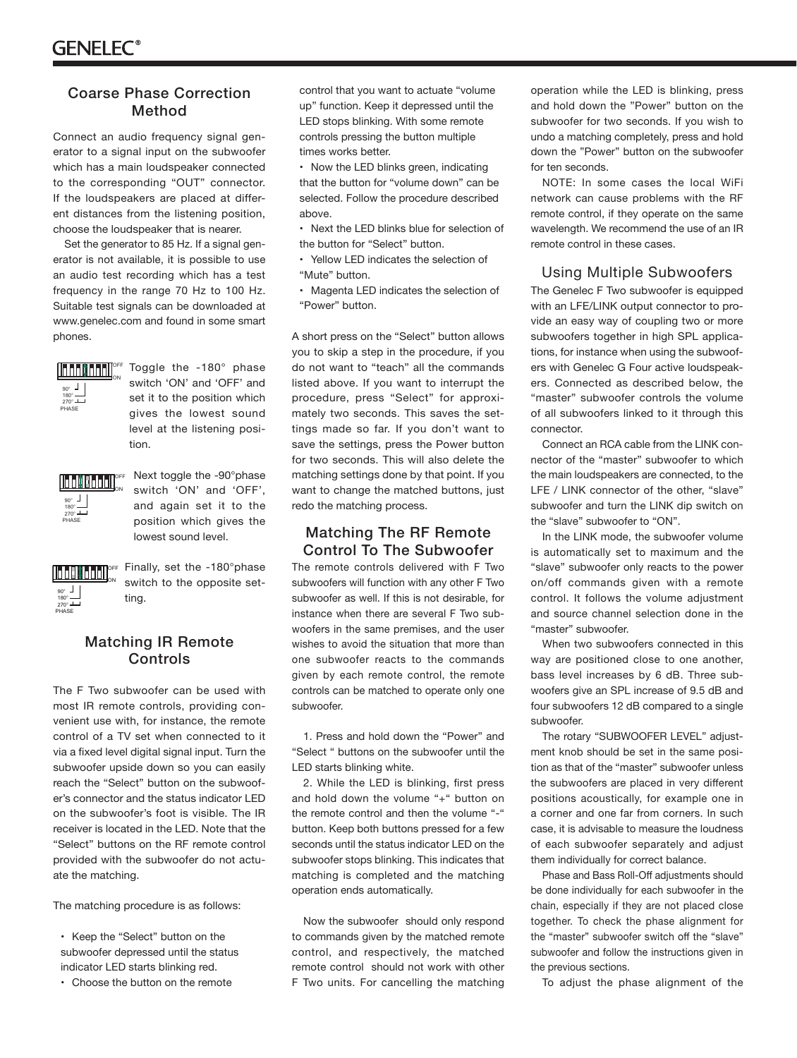## Coarse Phase Correction Method

Connect an audio frequency signal generator to a signal input on the subwoofer which has a main loudspeaker connected to the corresponding "OUT" connector. If the loudspeakers are placed at different distances from the listening position, choose the loudspeaker that is nearer.

Set the generator to 85 Hz. If a signal generator is not available, it is possible to use an audio test recording which has a test frequency in the range 70 Hz to 100 Hz. Suitable test signals can be downloaded at www.genelec.com and found in some smart phones.

Toggle the -180° phase switch 'ON' and 'OFF' and set it to the position which gives the lowest sound level at the listening position.

Next toggle the -90°phase switch 'ON' and 'OFF', and again set it to the position which gives the lowest sound level.

Finally, set the -180°phase switch to the opposite setting.

## Matching IR Remote Controls

The F Two subwoofer can be used with most IR remote controls, providing convenient use with, for instance, the remote control of a TV set when connected to it via a fixed level digital signal input. Turn the subwoofer upside down so you can easily reach the "Select" button on the subwoofer's connector and the status indicator LED on the subwoofer's foot is visible. The IR receiver is located in the LED. Note that the "Select" buttons on the RF remote control provided with the subwoofer do not actuate the matching.

The matching procedure is as follows:

- Keep the "Select" button on the subwoofer depressed until the status indicator LED starts blinking red.
- Choose the button on the remote control that you want to actuate "volume up" function. Keep it depressed until the LED stops blinking. With some remote controls pressing the button multiple times works better.
- Now the LED blinks green, indicating that the button for "volume down" can be selected. Follow the procedure described above.
- Next the LED blinks blue for selection of the button for "Select" button.
- Yellow LED indicates the selection of "Mute" button.
- Magenta LED indicates the selection of "Power" button.

A short press on the "Select" button allows you to skip a step in the procedure, if you do not want to "teach" all the commands listed above. If you want to interrupt the procedure, press "Select" for approximately two seconds. This saves the settings made so far. If you don't want to save the settings, press the Power button for two seconds. This will also delete the matching settings done by that point. If you want to change the matched buttons, just redo the matching process.

## Matching The RF Remote Control To The Subwoofer

The remote controls delivered with F Two subwoofers will function with any other F Two subwoofer as well. If this is not desirable, for instance when there are several F Two subwoofers in the same premises, and the user wishes to avoid the situation that more than one subwoofer reacts to the commands given by each remote control, the remote controls can be matched to operate only one subwoofer.

1. Press and hold down the "Power" and "Select " buttons on the subwoofer until the LED starts blinking white.

2. While the LED is blinking, first press and hold down the volume "+" button on the remote control and then the volume "-" button. Keep both buttons pressed for a few seconds until the status indicator LED on the subwoofer stops blinking. This indicates that matching is completed and the matching operation ends automatically.

Now the subwoofer should only respond to commands given by the matched remote control, and respectively, the matched remote control should not work with other F Two units. For cancelling the matching operation while the LED is blinking, press and hold down the "Power" button on the subwoofer for two seconds. If you wish to undo a matching completely, press and hold down the "Power" button on the subwoofer for ten seconds.

NOTE: In some cases the local WiFi network can cause problems with the RF remote control, if they operate on the same wavelength. We recommend the use of an IR remote control in these cases.

## Using Multiple Subwoofers

The Genelec F Two subwoofer is equipped with an LFE/LINK output connector to provide an easy way of coupling two or more subwoofers together in high SPL applications, for instance when using the subwoofers with Genelec G Four active loudspeakers. Connected as described below, the "master" subwoofer controls the volume of all subwoofers linked to it through this connector.

Connect an RCA cable from the LINK connector of the "master" subwoofer to which the main loudspeakers are connected, to the LFE / LINK connector of the other, "slave" subwoofer and turn the LINK dip switch on the "slave" subwoofer to "ON".

In the LINK mode, the subwoofer volume is automatically set to maximum and the "slave" subwoofer only reacts to the power on/off commands given with a remote control. It follows the volume adjustment and source channel selection done in the "master" subwoofer.

When two subwoofers connected in this way are positioned close to one another, bass level increases by 6 dB. Three subwoofers give an SPL increase of 9.5 dB and four subwoofers 12 dB compared to a single subwoofer.

The rotary "SUBWOOFER LEVEL" adjustment knob should be set in the same position as that of the "master" subwoofer unless the subwoofers are placed in very different positions acoustically, for example one in a corner and one far from corners. In such case, it is advisable to measure the loudness of each subwoofer separately and adjust them individually for correct balance.

Phase and Bass Roll-Off adjustments should be done individually for each subwoofer in the chain, especially if they are not placed close together. To check the phase alignment for the "master" subwoofer switch off the "slave" subwoofer and follow the instructions given in the previous sections.

To adjust the phase alignment of the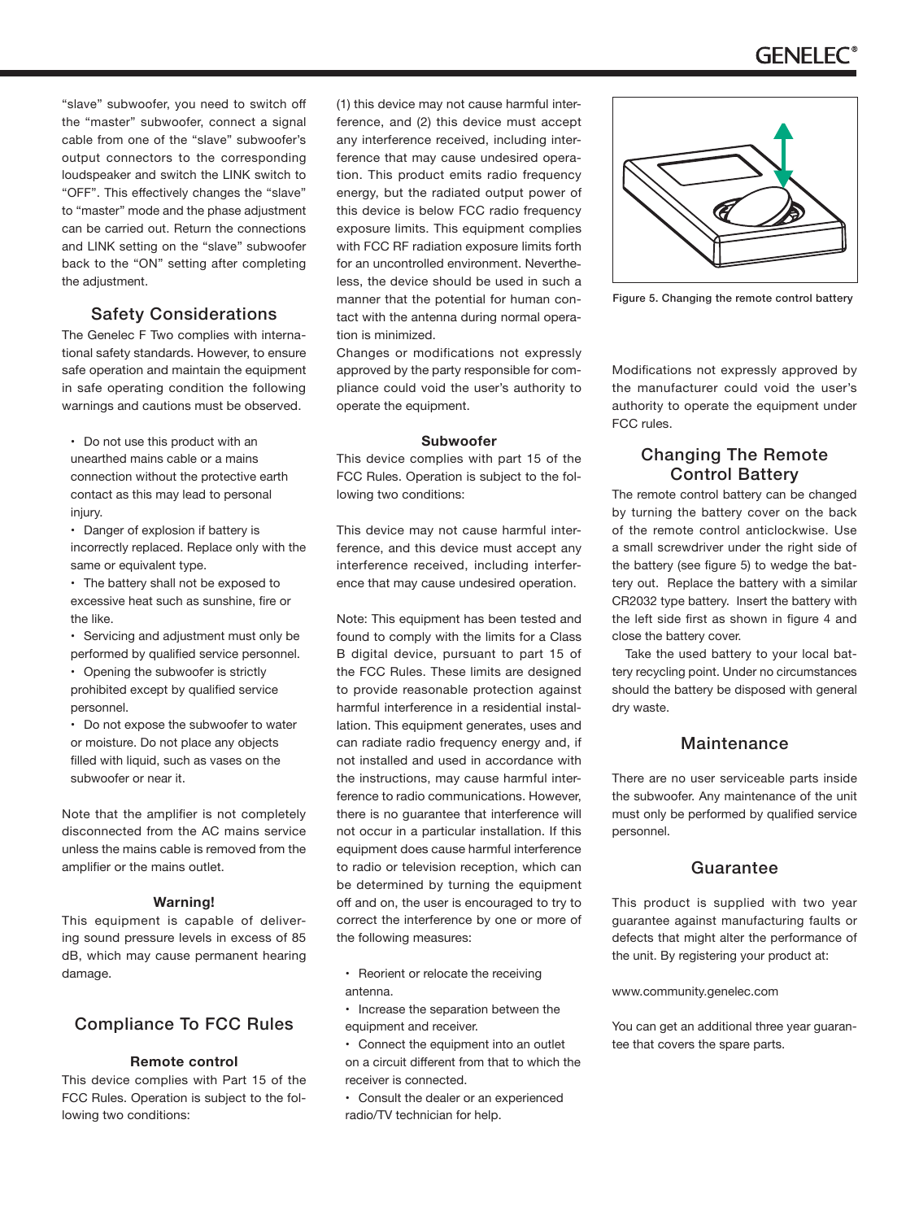"slave" subwoofer, you need to switch off the "master" subwoofer, connect a signal cable from one of the "slave" subwoofer's output connectors to the corresponding loudspeaker and switch the LINK switch to "OFF". This effectively changes the "slave" to "master" mode and the phase adjustment can be carried out. Return the connections and LINK setting on the "slave" subwoofer back to the "ON" setting after completing the adjustment.

## Safety Considerations

The Genelec F Two complies with international safety standards. However, to ensure safe operation and maintain the equipment in safe operating condition the following warnings and cautions must be observed.

- Do not use this product with an unearthed mains cable or a mains connection without the protective earth contact as this may lead to personal injury.
- Danger of explosion if battery is incorrectly replaced. Replace only with the same or equivalent type.
- The battery shall not be exposed to excessive heat such as sunshine, fire or the like.
- Servicing and adjustment must only be performed by qualified service personnel.
- Opening the subwoofer is strictly prohibited except by qualified service personnel.
- Do not expose the subwoofer to water or moisture. Do not place any objects filled with liquid, such as vases on the subwoofer or near it.

Note that the amplifier is not completely disconnected from the AC mains service unless the mains cable is removed from the amplifier or the mains outlet.

**Warning!**

This equipment is capable of delivering sound pressure levels in excess of 85 dB, which may cause permanent hearing damage.

## Compliance To FCC Rules

**Remote control**

This device complies with Part 15 of the FCC Rules. Operation is subject to the following two conditions:

(1) this device may not cause harmful interference, and (2) this device must accept any interference received, including interference that may cause undesired operation. This product emits radio frequency energy, but the radiated output power of this device is below FCC radio frequency exposure limits. This equipment complies with FCC RF radiation exposure limits forth for an uncontrolled environment. Nevertheless, the device should be used in such a manner that the potential for human contact with the antenna during normal operation is minimized.

Changes or modifications not expressly approved by the party responsible for compliance could void the user's authority to operate the equipment.

**Subwoofer**

This device complies with part 15 of the FCC Rules. Operation is subject to the following two conditions:

This device may not cause harmful interference, and this device must accept any interference received, including interference that may cause undesired operation.

Note: This equipment has been tested and found to comply with the limits for a Class B digital device, pursuant to part 15 of the FCC Rules. These limits are designed to provide reasonable protection against harmful interference in a residential installation. This equipment generates, uses and can radiate radio frequency energy and, if not installed and used in accordance with the instructions, may cause harmful interference to radio communications. However, there is no guarantee that interference will not occur in a particular installation. If this equipment does cause harmful interference to radio or television reception, which can be determined by turning the equipment off and on, the user is encouraged to try to correct the interference by one or more of the following measures:

- Reorient or relocate the receiving antenna.
- Increase the separation between the equipment and receiver.
- Connect the equipment into an outlet on a circuit different from that to which the receiver is connected.
- Consult the dealer or an experienced radio/TV technician for help.

Figure 5. Changing the remote control battery

Modifications not expressly approved by the manufacturer could void the user's authority to operate the equipment under FCC rules.

## Changing The Remote Control Battery

The remote control battery can be changed by turning the battery cover on the back of the remote control anticlockwise. Use a small screwdriver under the right side of the battery (see figure 5) to wedge the battery out. Replace the battery with a similar CR2032 type battery. Insert the battery with the left side first as shown in figure 4 and close the battery cover.

Take the used battery to your local battery recycling point. Under no circumstances should the battery be disposed with general dry waste.

## Maintenance

There are no user serviceable parts inside the subwoofer. Any maintenance of the unit must only be performed by qualified service personnel.

## Guarantee

This product is supplied with two year guarantee against manufacturing faults or defects that might alter the performance of the unit. By registering your product at:

www.community.genelec.com

You can get an additional three year guarantee that covers the spare parts.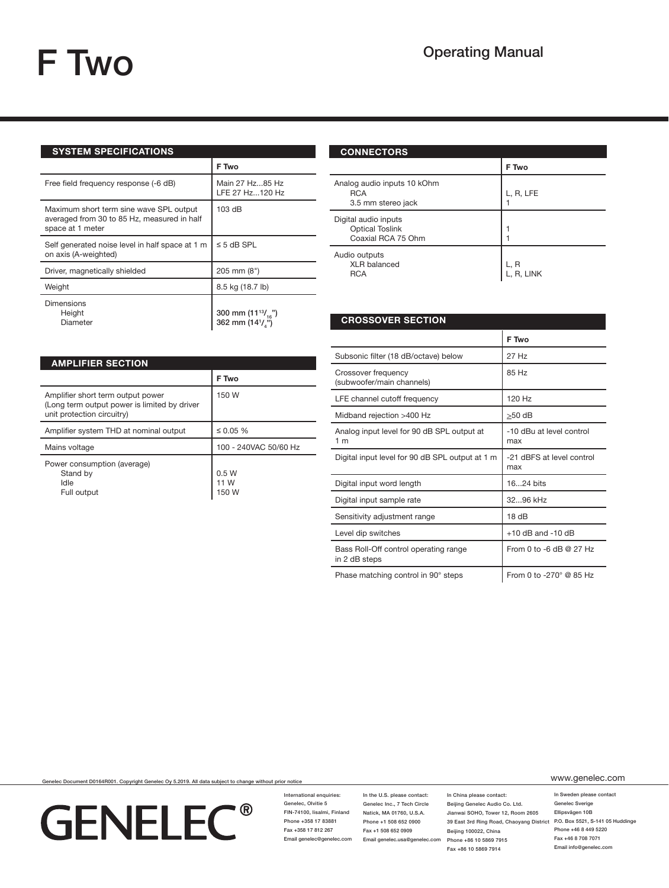# F Two

## Operating Manual

### SYSTEM SPECIFICATIONS

| | F Two |
|---|---|
| Free field frequency response (-6 dB) | Main 27 Hz...85 Hz<br>LFE 27 Hz...120 Hz |
| Maximum short term sine wave SPL output averaged from 30 to 85 Hz, measured in half space at 1 meter | 103 dB |
| Self generated noise level in half space at 1 m on axis (A-weighted) | ≤ 5 dB SPL |
| Driver, magnetically shielded | 205 mm (8") |
| Weight | 8.5 kg (18.7 lb) |
| Dimensions<br>Height<br>Diameter | <br>300 mm (11 13/16")<br>362 mm (14 1/4") |

### AMPLIFIER SECTION

| | F Two |
|---|---|
| Amplifier short term output power (Long term output power is limited by driver unit protection circuitry) | 150 W |
| Amplifier system THD at nominal output | ≤ 0.05 % |
| Mains voltage | 100 - 240VAC 50/60 Hz |
| Power consumption (average)<br>Stand by<br>Idle<br>Full output | <br>0.5 W<br>11 W<br>150 W |

### CONNECTORS

| | F Two |
|---|---|
| Analog audio inputs 10 kOhm<br>RCA<br>3.5 mm stereo jack | <br>L, R, LFE<br>1 |
| Digital audio inputs<br>Optical Toslink<br>Coaxial RCA 75 Ohm | <br>1<br>1 |
| Audio outputs<br>XLR balanced<br>RCA | <br>L, R<br>L, R, LINK |

### CROSSOVER SECTION

| | F Two |
|---|---|
| Subsonic filter (18 dB/octave) below | 27 Hz |
| Crossover frequency (subwoofer/main channels) | 85 Hz |
| LFE channel cutoff frequency | 120 Hz |
| Midband rejection >400 Hz | ≥50 dB |
| Analog input level for 90 dB SPL output at 1 m | -10 dBu at level control max |
| Digital input level for 90 dB SPL output at 1 m | -21 dBFS at level control max |
| Digital input word length | 16...24 bits |
| Digital input sample rate | 32...96 kHz |
| Sensitivity adjustment range | 18 dB |
| Level dip switches | +10 dB and -10 dB |
| Bass Roll-Off control operating range in 2 dB steps | From 0 to -6 dB @ 27 Hz |
| Phase matching control in 90° steps | From 0 to -270° @ 85 Hz |

Genelec Document D0164R001. Copyright Genelec Oy 5.2019. All data subject to change without prior notice

www.genelec.com

GENELEC®

International enquiries:
Genelec, Olvitie 5
FIN-74100, Iisalmi, Finland
Phone +358 17 83881
Fax +358 17 812 267
Email genelec@genelec.com

In the U.S. please contact:
Genelec Inc., 7 Tech Circle
Natick, MA 01760, U.S.A.
Phone +1 508 652 0900
Fax +1 508 652 0909
Email genelec.usa@genelec.com

In China please contact:
Beijing Genelec Audio Co. Ltd.
Jianwai SOHO, Tower 12, Room 2605
39 East 3rd Ring Road, Chaoyang District
Beijing 100022, China
Phone +86 10 5869 7915
Fax +86 10 5869 7914

In Sweden please contact
Genelec Sverige
Ellipsvägen 10B
P.O. Box 5521, S-141 05 Huddinge
Phone +46 8 449 5220
Fax +46 8 708 7071
Email info@genelec.com